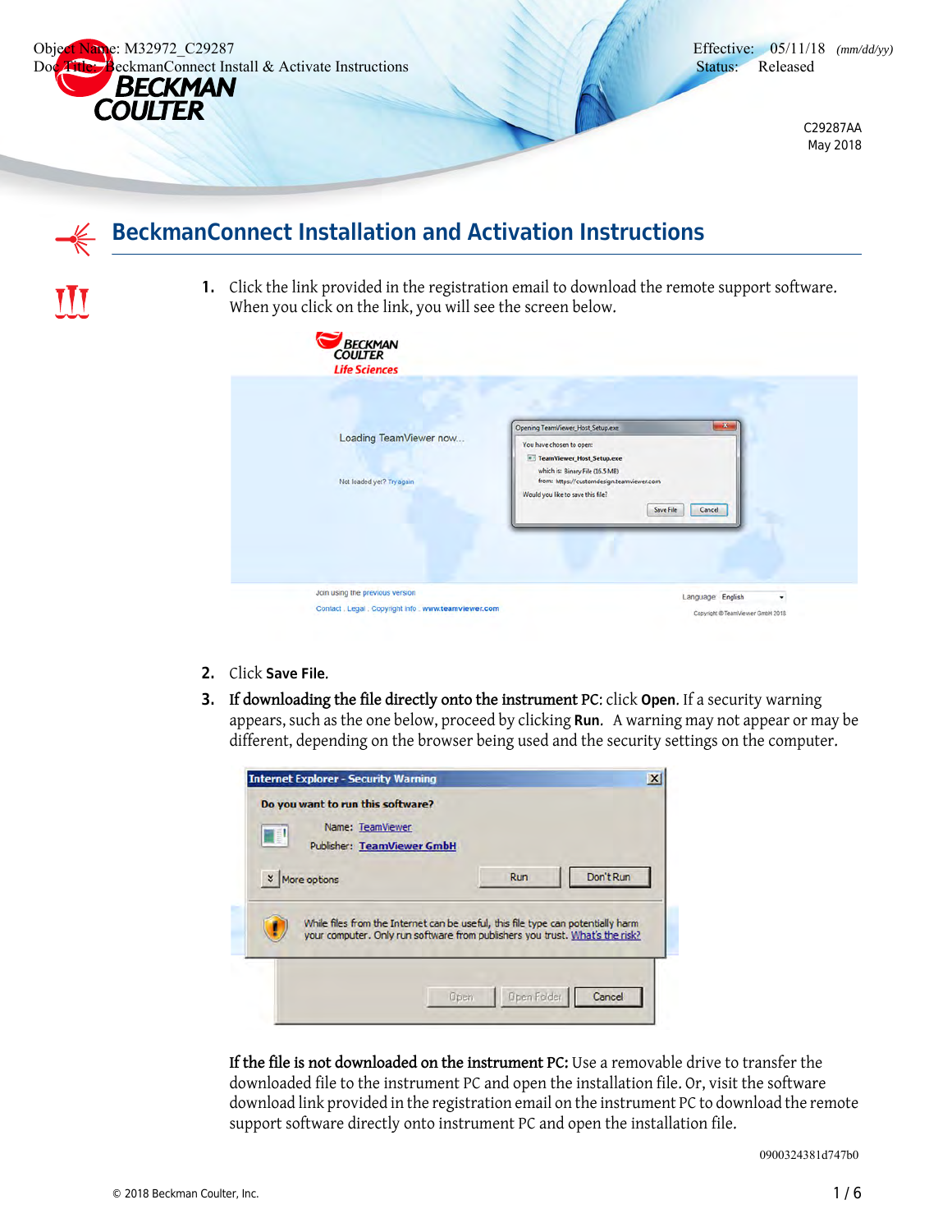Object Name: M32972_C29287
Doc Title: BeckmanConnect Install & Activate Instructions

Effective: 05/11/18 *(mm/dd/yy)*
Status: Released

C29287AA
May 2018

# BeckmanConnect Installation and Activation Instructions

1. Click the link provided in the registration email to download the remote support software. When you click on the link, you will see the screen below.

2. Click **Save File**.

3. **If downloading the file directly onto the instrument PC**: click **Open**. If a security warning appears, such as the one below, proceed by clicking **Run**. A warning may not appear or may be different, depending on the browser being used and the security settings on the computer.

   **If the file is not downloaded on the instrument PC:** Use a removable drive to transfer the downloaded file to the instrument PC and open the installation file. Or, visit the software download link provided in the registration email on the instrument PC to download the remote support software directly onto instrument PC and open the installation file.

0900324381d747b0

© 2018 Beckman Coulter, Inc.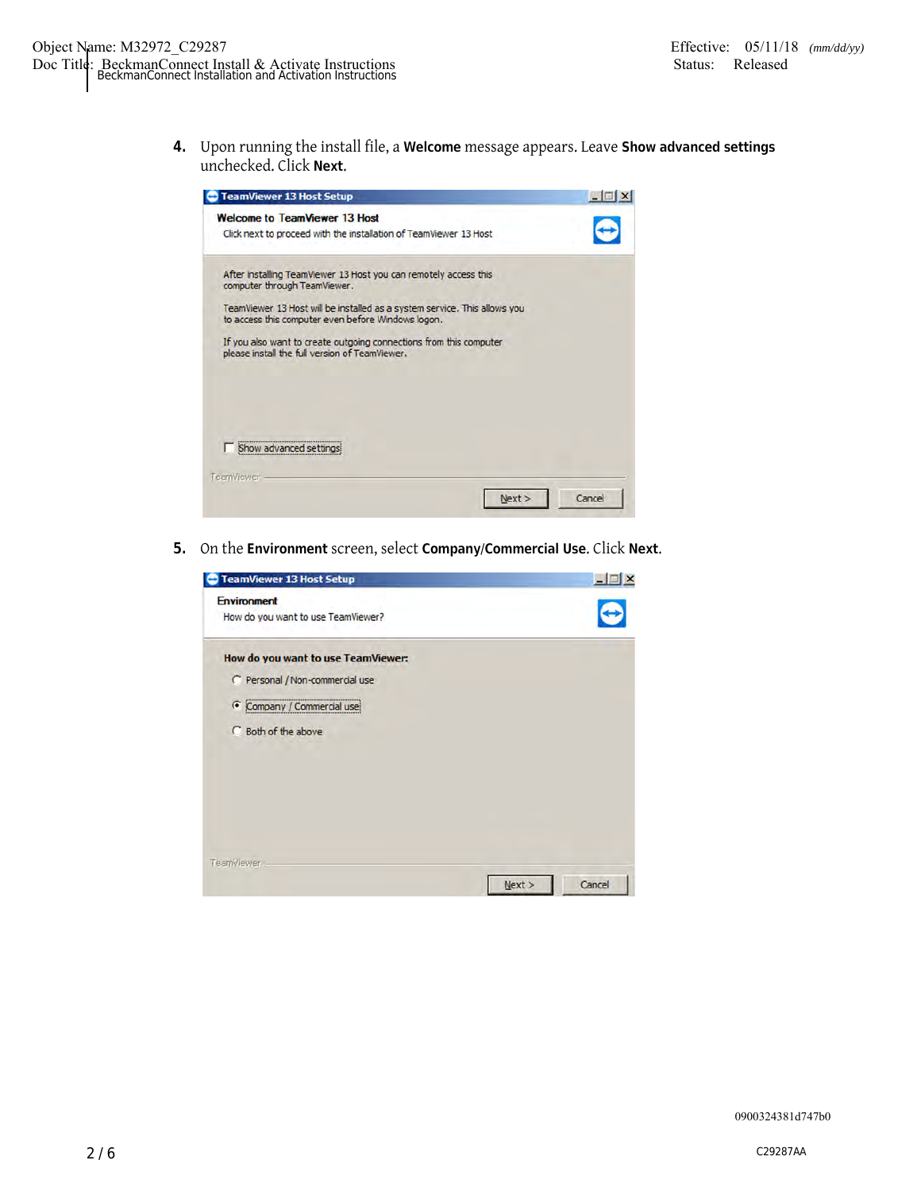4. Upon running the install file, a **Welcome** message appears. Leave **Show advanced settings** unchecked. Click **Next**.

5. On the **Environment** screen, select **Company/Commercial Use**. Click **Next**.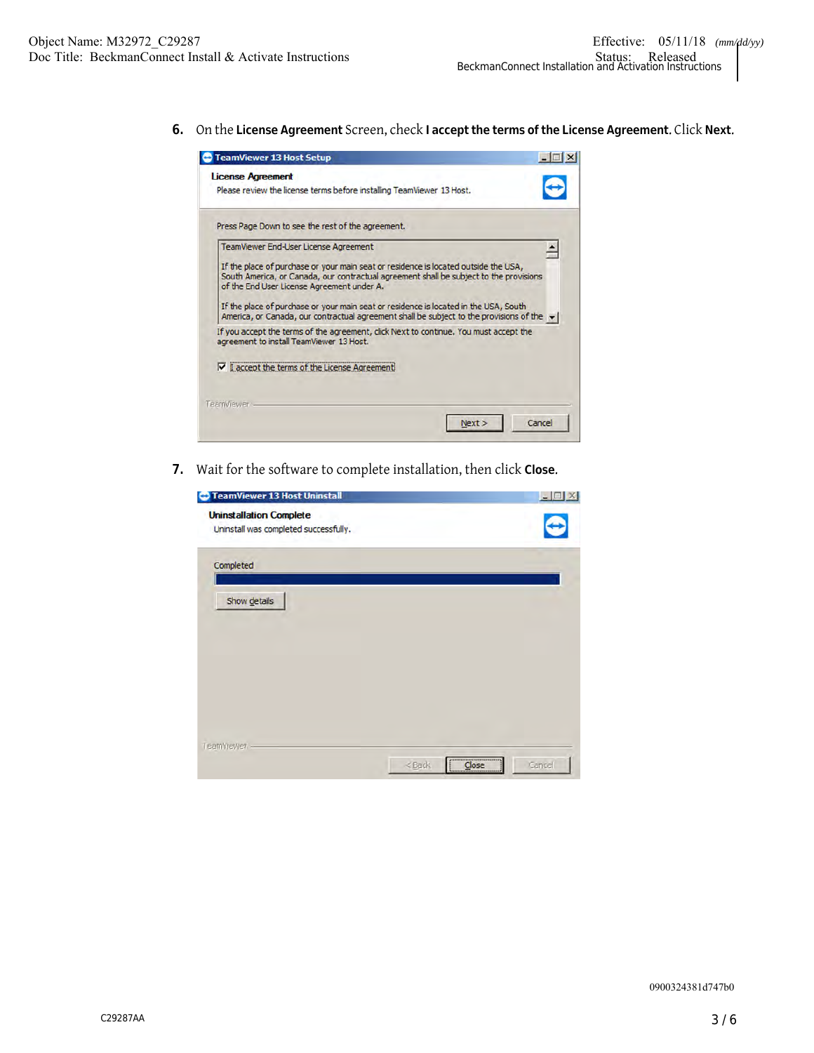6. On the **License Agreement** Screen, check **I accept the terms of the License Agreement.** Click **Next**.

7. Wait for the software to complete installation, then click **Close**.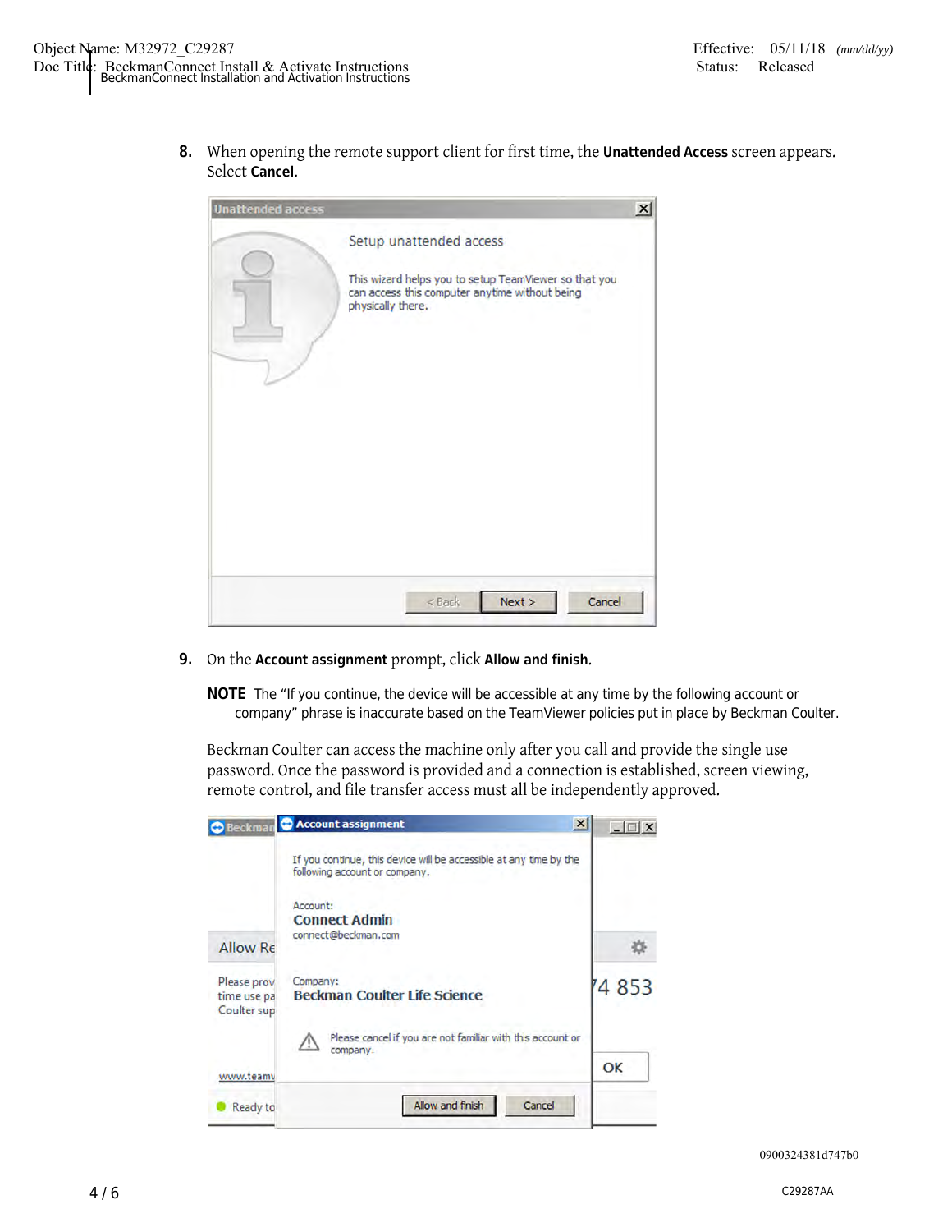8. When opening the remote support client for first time, the **Unattended Access** screen appears. Select **Cancel**.

9. On the **Account assignment** prompt, click **Allow and finish**.

   **NOTE** The "If you continue, the device will be accessible at any time by the following account or company" phrase is inaccurate based on the TeamViewer policies put in place by Beckman Coulter.

   Beckman Coulter can access the machine only after you call and provide the single use password. Once the password is provided and a connection is established, screen viewing, remote control, and file transfer access must all be independently approved.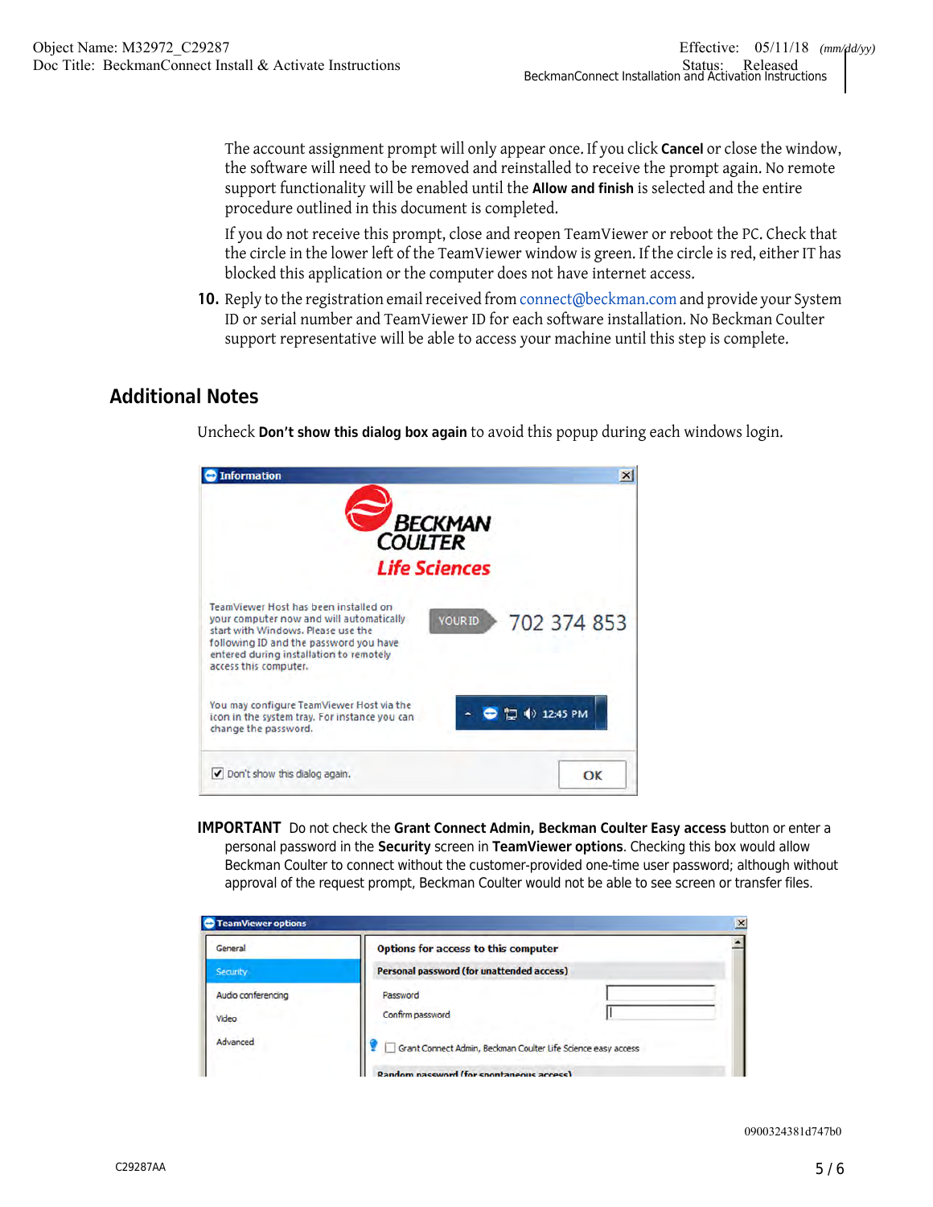The account assignment prompt will only appear once. If you click **Cancel** or close the window, the software will need to be removed and reinstalled to receive the prompt again. No remote support functionality will be enabled until the **Allow and finish** is selected and the entire procedure outlined in this document is completed.

If you do not receive this prompt, close and reopen TeamViewer or reboot the PC. Check that the circle in the lower left of the TeamViewer window is green. If the circle is red, either IT has blocked this application or the computer does not have internet access.

**10.** Reply to the registration email received from connect@beckman.com and provide your System ID or serial number and TeamViewer ID for each software installation. No Beckman Coulter support representative will be able to access your machine until this step is complete.

## Additional Notes

Uncheck **Don't show this dialog box again** to avoid this popup during each windows login.

**IMPORTANT** Do not check the **Grant Connect Admin, Beckman Coulter Easy access** button or enter a personal password in the **Security** screen in **TeamViewer options**. Checking this box would allow Beckman Coulter to connect without the customer-provided one-time user password; although without approval of the request prompt, Beckman Coulter would not be able to see screen or transfer files.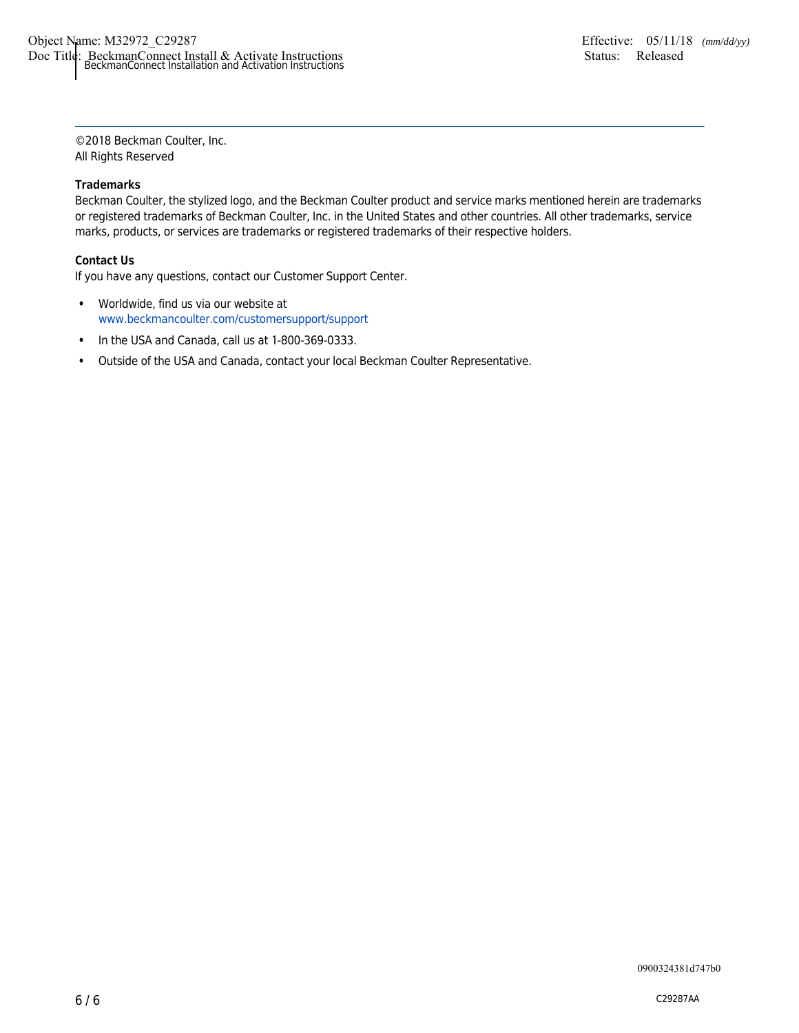©2018 Beckman Coulter, Inc.
All Rights Reserved

**Trademarks**

Beckman Coulter, the stylized logo, and the Beckman Coulter product and service marks mentioned herein are trademarks or registered trademarks of Beckman Coulter, Inc. in the United States and other countries. All other trademarks, service marks, products, or services are trademarks or registered trademarks of their respective holders.

**Contact Us**

If you have any questions, contact our Customer Support Center.

- Worldwide, find us via our website at www.beckmancoulter.com/customersupport/support
- In the USA and Canada, call us at 1-800-369-0333.
- Outside of the USA and Canada, contact your local Beckman Coulter Representative.